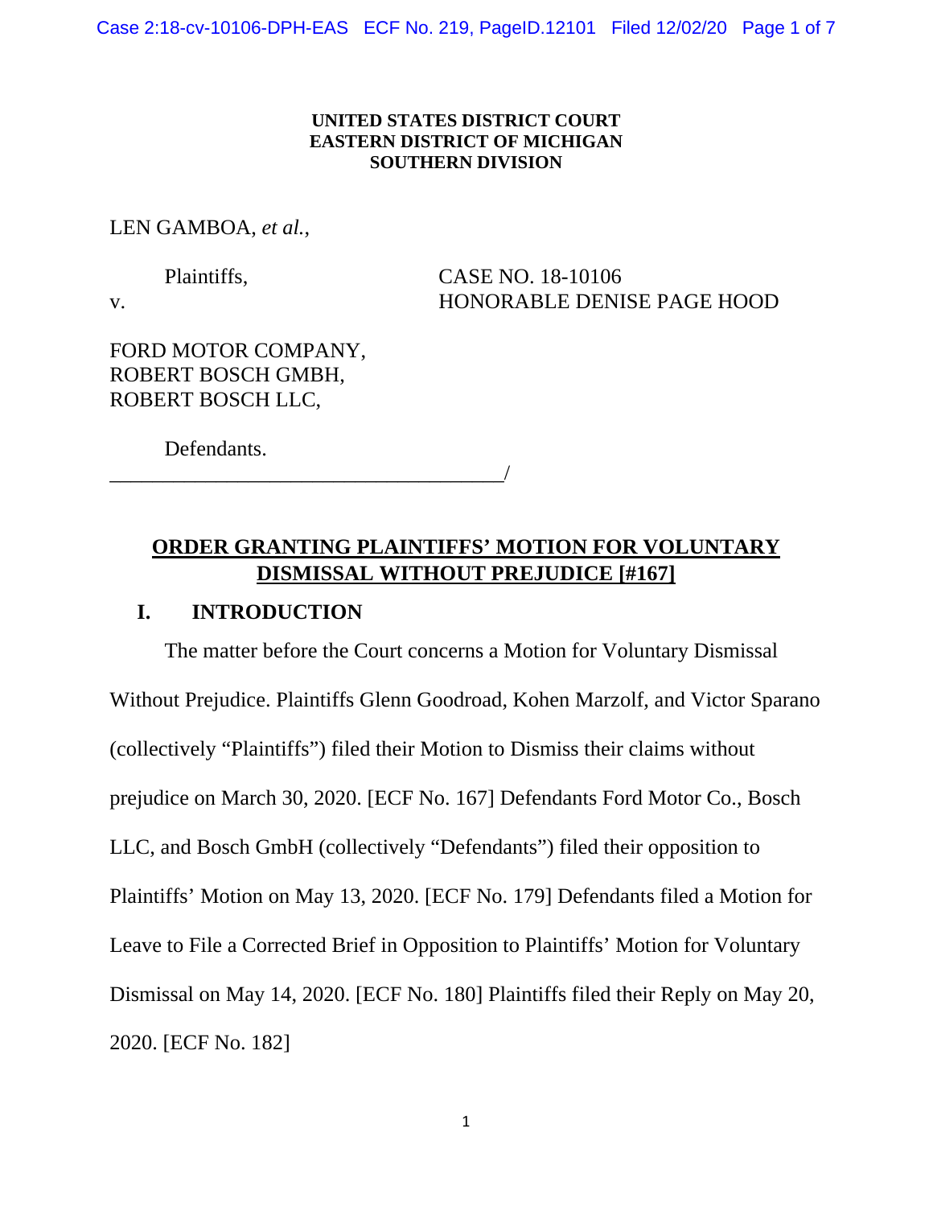**UNITED STATES DISTRICT COURT**
**EASTERN DISTRICT OF MICHIGAN**
**SOUTHERN DIVISION**

LEN GAMBOA, *et al.*,

Plaintiffs,

v.

CASE NO. 18-10106
HONORABLE DENISE PAGE HOOD

FORD MOTOR COMPANY,
ROBERT BOSCH GMBH,
ROBERT BOSCH LLC,

Defendants.
_____________________________________/

**ORDER GRANTING PLAINTIFFS' MOTION FOR VOLUNTARY DISMISSAL WITHOUT PREJUDICE [#167]**

## I. INTRODUCTION

The matter before the Court concerns a Motion for Voluntary Dismissal Without Prejudice. Plaintiffs Glenn Goodroad, Kohen Marzolf, and Victor Sparano (collectively "Plaintiffs") filed their Motion to Dismiss their claims without prejudice on March 30, 2020. [ECF No. 167] Defendants Ford Motor Co., Bosch LLC, and Bosch GmbH (collectively "Defendants") filed their opposition to Plaintiffs' Motion on May 13, 2020. [ECF No. 179] Defendants filed a Motion for Leave to File a Corrected Brief in Opposition to Plaintiffs' Motion for Voluntary Dismissal on May 14, 2020. [ECF No. 180] Plaintiffs filed their Reply on May 20, 2020. [ECF No. 182]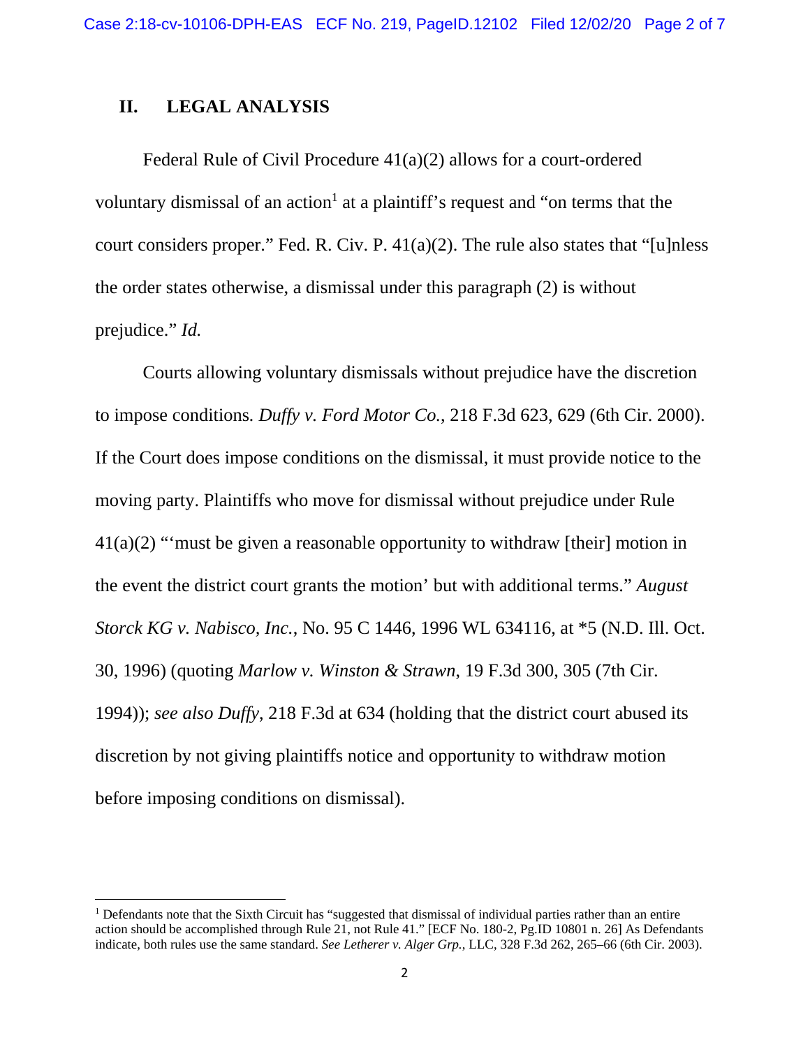## II. LEGAL ANALYSIS

Federal Rule of Civil Procedure 41(a)(2) allows for a court-ordered voluntary dismissal of an action[1] at a plaintiff's request and "on terms that the court considers proper." Fed. R. Civ. P. 41(a)(2). The rule also states that "[u]nless the order states otherwise, a dismissal under this paragraph (2) is without prejudice." *Id.*

Courts allowing voluntary dismissals without prejudice have the discretion to impose conditions. *Duffy v. Ford Motor Co.*, 218 F.3d 623, 629 (6th Cir. 2000). If the Court does impose conditions on the dismissal, it must provide notice to the moving party. Plaintiffs who move for dismissal without prejudice under Rule 41(a)(2) "'must be given a reasonable opportunity to withdraw [their] motion in the event the district court grants the motion' but with additional terms." *August Storck KG v. Nabisco, Inc.*, No. 95 C 1446, 1996 WL 634116, at *5 (N.D. Ill. Oct. 30, 1996) (quoting *Marlow v. Winston & Strawn*, 19 F.3d 300, 305 (7th Cir. 1994)); *see also Duffy*, 218 F.3d at 634 (holding that the district court abused its discretion by not giving plaintiffs notice and opportunity to withdraw motion before imposing conditions on dismissal).

---

[1] Defendants note that the Sixth Circuit has "suggested that dismissal of individual parties rather than an entire action should be accomplished through Rule 21, not Rule 41." [ECF No. 180-2, Pg.ID 10801 n. 26] As Defendants indicate, both rules use the same standard. *See Letherer v. Alger Grp.*, LLC, 328 F.3d 262, 265–66 (6th Cir. 2003).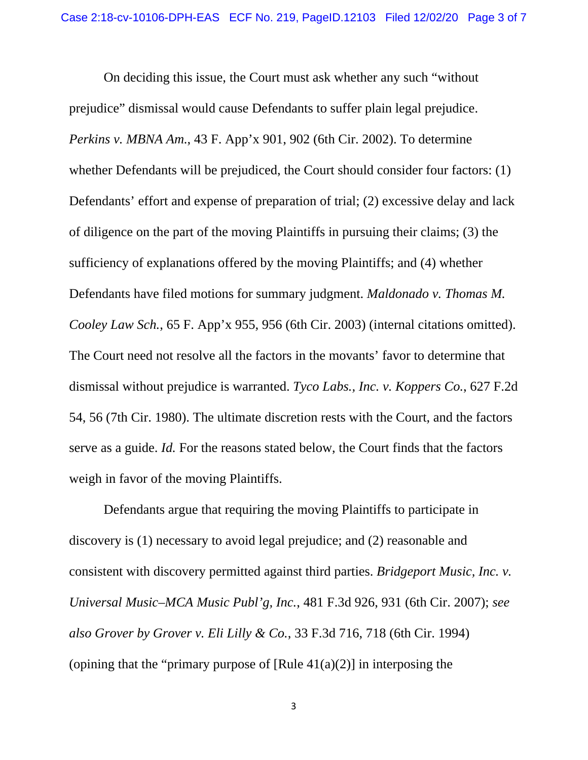On deciding this issue, the Court must ask whether any such "without prejudice" dismissal would cause Defendants to suffer plain legal prejudice. *Perkins v. MBNA Am.*, 43 F. App'x 901, 902 (6th Cir. 2002). To determine whether Defendants will be prejudiced, the Court should consider four factors: (1) Defendants' effort and expense of preparation of trial; (2) excessive delay and lack of diligence on the part of the moving Plaintiffs in pursuing their claims; (3) the sufficiency of explanations offered by the moving Plaintiffs; and (4) whether Defendants have filed motions for summary judgment. *Maldonado v. Thomas M. Cooley Law Sch.*, 65 F. App'x 955, 956 (6th Cir. 2003) (internal citations omitted). The Court need not resolve all the factors in the movants' favor to determine that dismissal without prejudice is warranted. *Tyco Labs., Inc. v. Koppers Co.*, 627 F.2d 54, 56 (7th Cir. 1980). The ultimate discretion rests with the Court, and the factors serve as a guide. *Id.* For the reasons stated below, the Court finds that the factors weigh in favor of the moving Plaintiffs.

Defendants argue that requiring the moving Plaintiffs to participate in discovery is (1) necessary to avoid legal prejudice; and (2) reasonable and consistent with discovery permitted against third parties. *Bridgeport Music, Inc. v. Universal Music–MCA Music Publ'g, Inc.*, 481 F.3d 926, 931 (6th Cir. 2007); *see also Grover by Grover v. Eli Lilly & Co.*, 33 F.3d 716, 718 (6th Cir. 1994) (opining that the "primary purpose of [Rule 41(a)(2)] in interposing the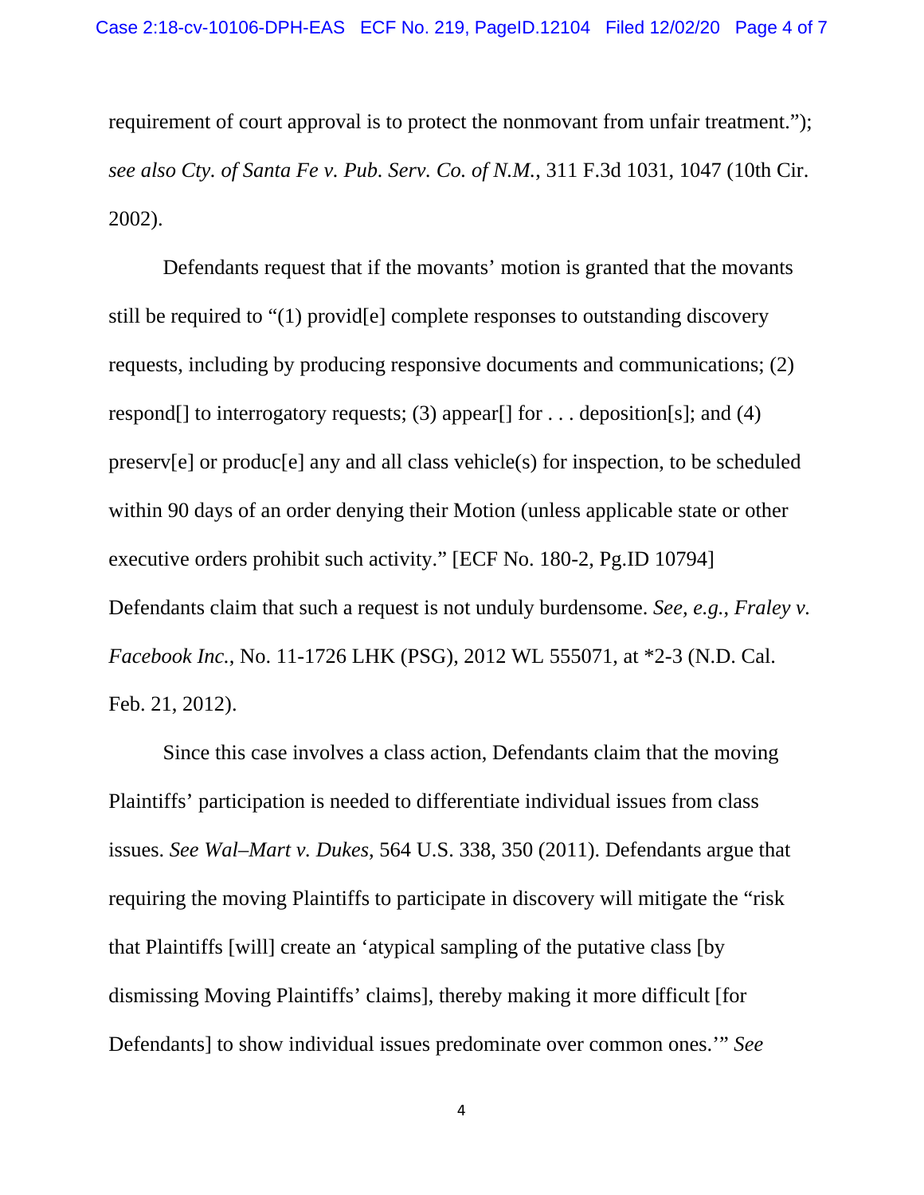requirement of court approval is to protect the nonmovant from unfair treatment."); *see also Cty. of Santa Fe v. Pub. Serv. Co. of N.M.*, 311 F.3d 1031, 1047 (10th Cir. 2002).

Defendants request that if the movants' motion is granted that the movants still be required to "(1) provid[e] complete responses to outstanding discovery requests, including by producing responsive documents and communications; (2) respond[] to interrogatory requests; (3) appear[] for . . . deposition[s]; and (4) preserv[e] or produc[e] any and all class vehicle(s) for inspection, to be scheduled within 90 days of an order denying their Motion (unless applicable state or other executive orders prohibit such activity." [ECF No. 180-2, Pg.ID 10794] Defendants claim that such a request is not unduly burdensome. *See, e.g.*, *Fraley v. Facebook Inc.*, No. 11-1726 LHK (PSG), 2012 WL 555071, at *2-3 (N.D. Cal. Feb. 21, 2012).

Since this case involves a class action, Defendants claim that the moving Plaintiffs' participation is needed to differentiate individual issues from class issues. *See Wal–Mart v. Dukes*, 564 U.S. 338, 350 (2011). Defendants argue that requiring the moving Plaintiffs to participate in discovery will mitigate the "risk that Plaintiffs [will] create an 'atypical sampling of the putative class [by dismissing Moving Plaintiffs' claims], thereby making it more difficult [for Defendants] to show individual issues predominate over common ones.'" *See*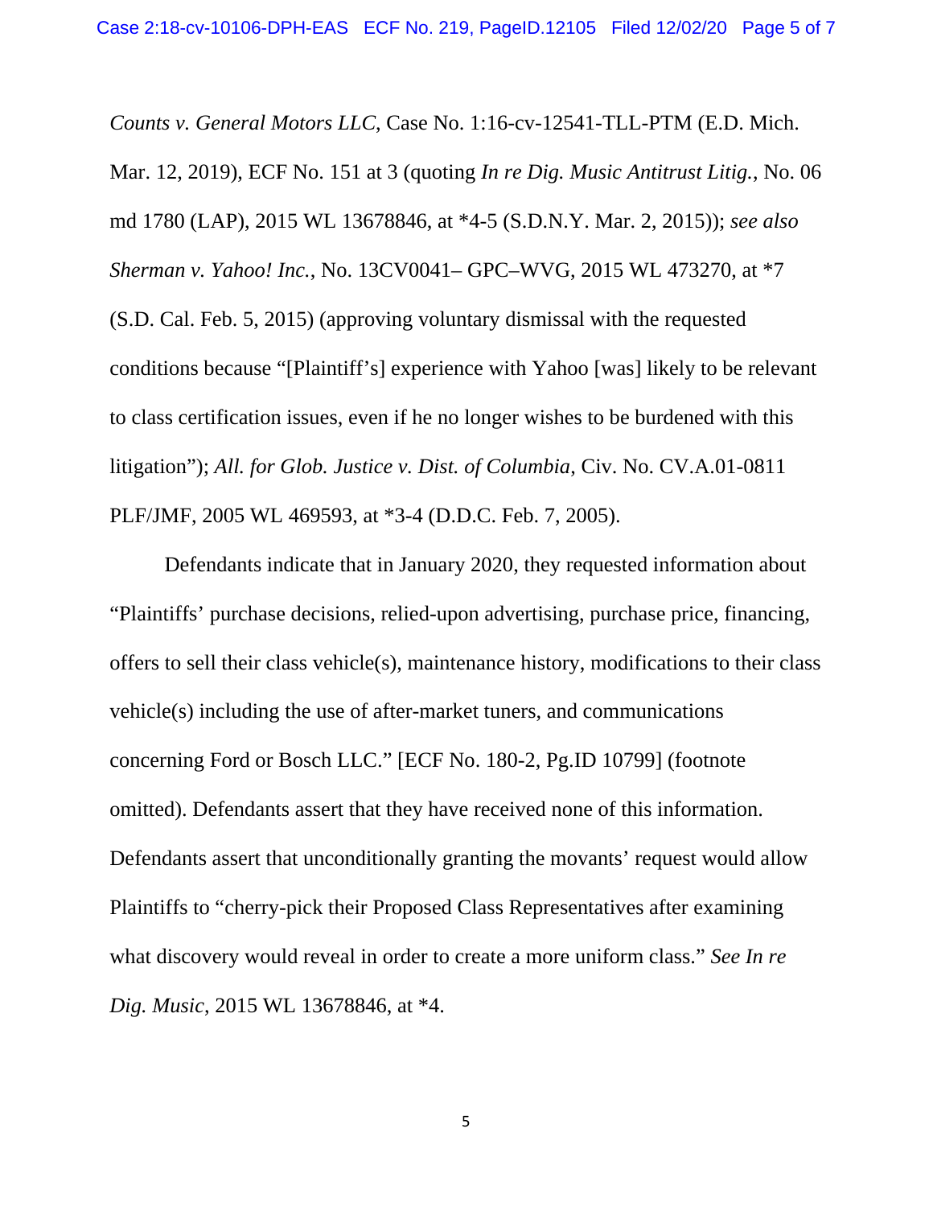*Counts v. General Motors LLC*, Case No. 1:16-cv-12541-TLL-PTM (E.D. Mich. Mar. 12, 2019), ECF No. 151 at 3 (quoting *In re Dig. Music Antitrust Litig.*, No. 06 md 1780 (LAP), 2015 WL 13678846, at *4-5 (S.D.N.Y. Mar. 2, 2015)); *see also Sherman v. Yahoo! Inc.*, No. 13CV0041– GPC–WVG, 2015 WL 473270, at *7 (S.D. Cal. Feb. 5, 2015) (approving voluntary dismissal with the requested conditions because "[Plaintiff's] experience with Yahoo [was] likely to be relevant to class certification issues, even if he no longer wishes to be burdened with this litigation"); *All. for Glob. Justice v. Dist. of Columbia*, Civ. No. CV.A.01-0811 PLF/JMF, 2005 WL 469593, at *3-4 (D.D.C. Feb. 7, 2005).

Defendants indicate that in January 2020, they requested information about "Plaintiffs' purchase decisions, relied-upon advertising, purchase price, financing, offers to sell their class vehicle(s), maintenance history, modifications to their class vehicle(s) including the use of after-market tuners, and communications concerning Ford or Bosch LLC." [ECF No. 180-2, Pg.ID 10799] (footnote omitted). Defendants assert that they have received none of this information. Defendants assert that unconditionally granting the movants' request would allow Plaintiffs to "cherry-pick their Proposed Class Representatives after examining what discovery would reveal in order to create a more uniform class." *See In re Dig. Music*, 2015 WL 13678846, at *4.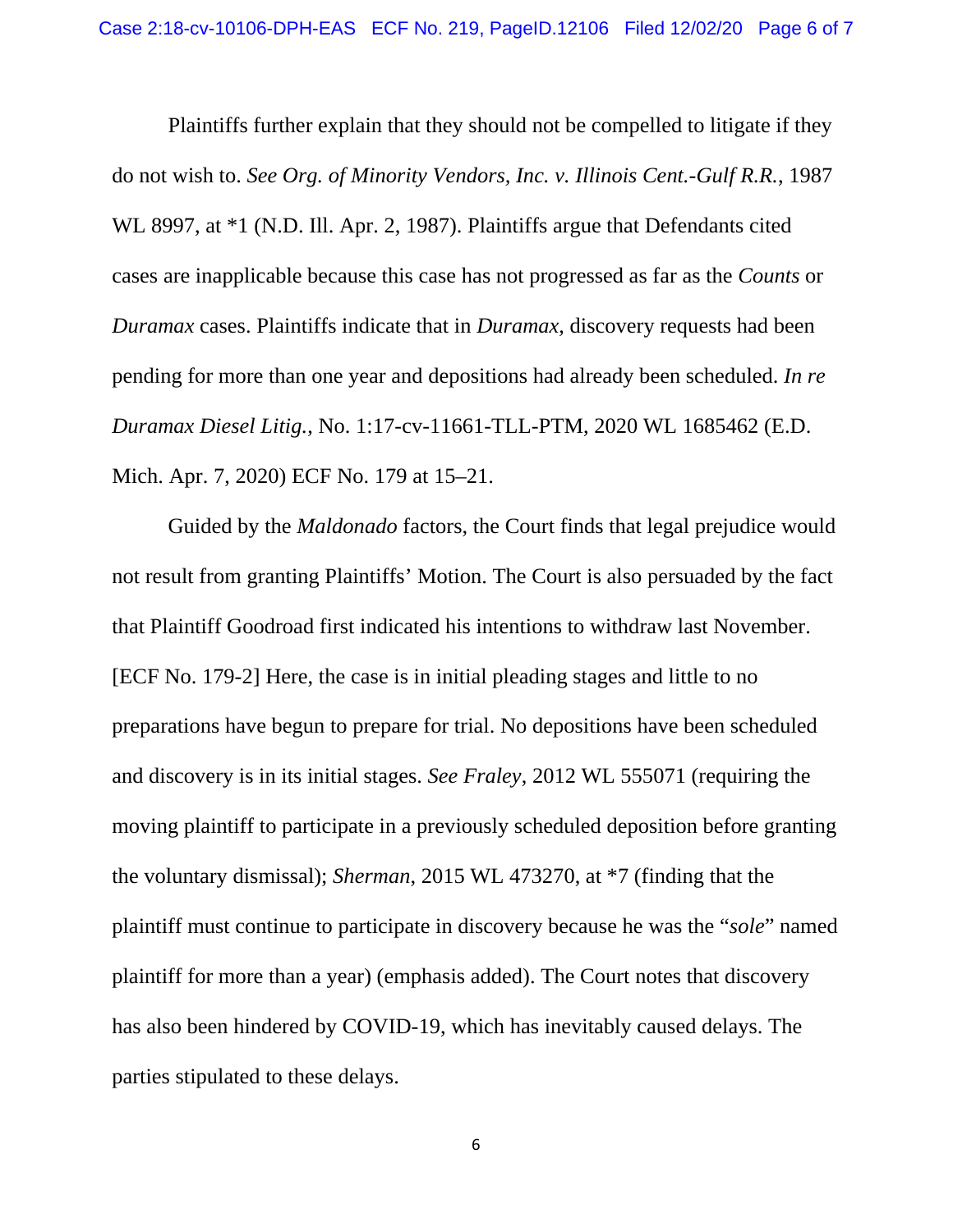Plaintiffs further explain that they should not be compelled to litigate if they do not wish to. *See Org. of Minority Vendors, Inc. v. Illinois Cent.-Gulf R.R.*, 1987 WL 8997, at *1 (N.D. Ill. Apr. 2, 1987). Plaintiffs argue that Defendants cited cases are inapplicable because this case has not progressed as far as the *Counts* or *Duramax* cases. Plaintiffs indicate that in *Duramax*, discovery requests had been pending for more than one year and depositions had already been scheduled. *In re Duramax Diesel Litig.*, No. 1:17-cv-11661-TLL-PTM, 2020 WL 1685462 (E.D. Mich. Apr. 7, 2020) ECF No. 179 at 15–21.

Guided by the *Maldonado* factors, the Court finds that legal prejudice would not result from granting Plaintiffs' Motion. The Court is also persuaded by the fact that Plaintiff Goodroad first indicated his intentions to withdraw last November. [ECF No. 179-2] Here, the case is in initial pleading stages and little to no preparations have begun to prepare for trial. No depositions have been scheduled and discovery is in its initial stages. *See Fraley*, 2012 WL 555071 (requiring the moving plaintiff to participate in a previously scheduled deposition before granting the voluntary dismissal); *Sherman*, 2015 WL 473270, at *7 (finding that the plaintiff must continue to participate in discovery because he was the "*sole*" named plaintiff for more than a year) (emphasis added). The Court notes that discovery has also been hindered by COVID-19, which has inevitably caused delays. The parties stipulated to these delays.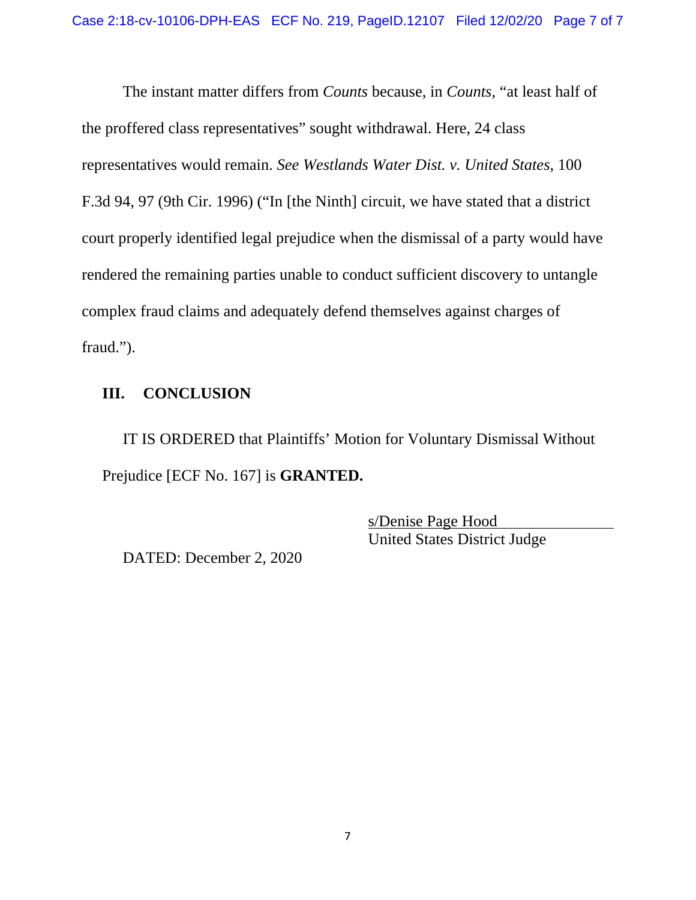The instant matter differs from *Counts* because, in *Counts*, "at least half of the proffered class representatives" sought withdrawal. Here, 24 class representatives would remain. *See Westlands Water Dist. v. United States*, 100 F.3d 94, 97 (9th Cir. 1996) ("In [the Ninth] circuit, we have stated that a district court properly identified legal prejudice when the dismissal of a party would have rendered the remaining parties unable to conduct sufficient discovery to untangle complex fraud claims and adequately defend themselves against charges of fraud.").

## III. CONCLUSION

IT IS ORDERED that Plaintiffs' Motion for Voluntary Dismissal Without Prejudice [ECF No. 167] is **GRANTED.**

s/Denise Page Hood
United States District Judge

DATED: December 2, 2020